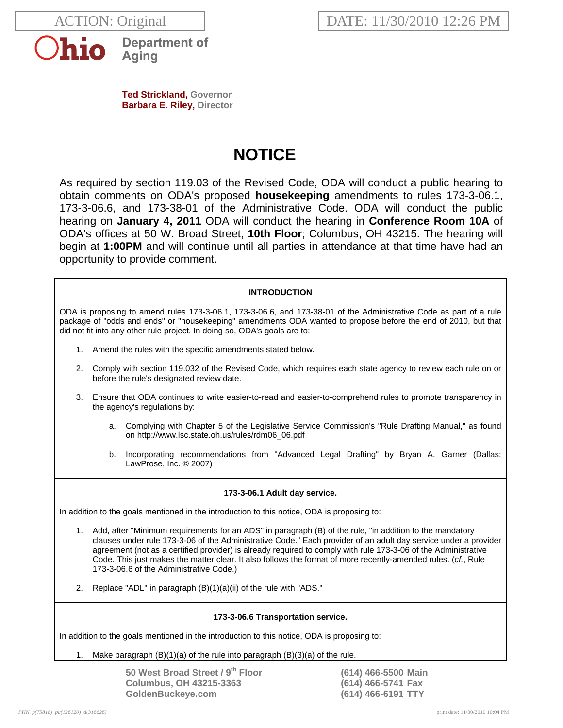ACTION: Original

DATE: 11/30/2010 12:26 PM

Ohio Department of Aging

**Ted Strickland,** Governor
**Barbara E. Riley,** Director

# NOTICE

As required by section 119.03 of the Revised Code, ODA will conduct a public hearing to obtain comments on ODA's proposed **housekeeping** amendments to rules 173-3-06.1, 173-3-06.6, and 173-38-01 of the Administrative Code. ODA will conduct the public hearing on **January 4, 2011** ODA will conduct the hearing in **Conference Room 10A** of ODA's offices at 50 W. Broad Street, **10th Floor**; Columbus, OH 43215. The hearing will begin at **1:00PM** and will continue until all parties in attendance at that time have had an opportunity to provide comment.

**INTRODUCTION**

ODA is proposing to amend rules 173-3-06.1, 173-3-06.6, and 173-38-01 of the Administrative Code as part of a rule package of "odds and ends" or "housekeeping" amendments ODA wanted to propose before the end of 2010, but that did not fit into any other rule project. In doing so, ODA's goals are to:

1. Amend the rules with the specific amendments stated below.
2. Comply with section 119.032 of the Revised Code, which requires each state agency to review each rule on or before the rule's designated review date.
3. Ensure that ODA continues to write easier-to-read and easier-to-comprehend rules to promote transparency in the agency's regulations by:
   a. Complying with Chapter 5 of the Legislative Service Commission's "Rule Drafting Manual," as found on http://www.lsc.state.oh.us/rules/rdm06_06.pdf
   b. Incorporating recommendations from "Advanced Legal Drafting" by Bryan A. Garner (Dallas: LawProse, Inc. © 2007)

**173-3-06.1 Adult day service.**

In addition to the goals mentioned in the introduction to this notice, ODA is proposing to:

1. Add, after "Minimum requirements for an ADS" in paragraph (B) of the rule, "in addition to the mandatory clauses under rule 173-3-06 of the Administrative Code." Each provider of an adult day service under a provider agreement (not as a certified provider) is already required to comply with rule 173-3-06 of the Administrative Code. This just makes the matter clear. It also follows the format of more recently-amended rules. (*cf.*, Rule 173-3-06.6 of the Administrative Code.)
2. Replace "ADL" in paragraph (B)(1)(a)(ii) of the rule with "ADS."

**173-3-06.6 Transportation service.**

In addition to the goals mentioned in the introduction to this notice, ODA is proposing to:

1. Make paragraph (B)(1)(a) of the rule into paragraph (B)(3)(a) of the rule.

50 West Broad Street / 9th Floor
Columbus, OH 43215-3363
GoldenBuckeye.com

(614) 466-5500 Main
(614) 466-5741 Fax
(614) 466-6191 TTY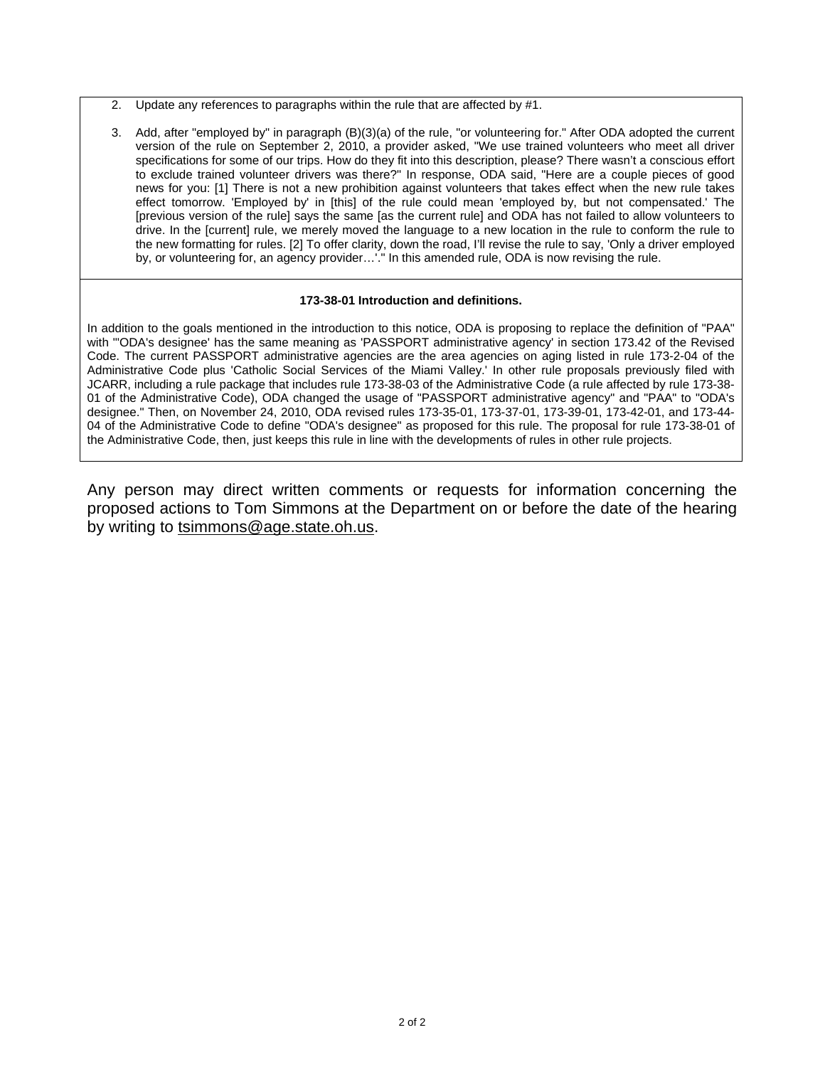2. Update any references to paragraphs within the rule that are affected by #1.

3. Add, after "employed by" in paragraph (B)(3)(a) of the rule, "or volunteering for." After ODA adopted the current version of the rule on September 2, 2010, a provider asked, "We use trained volunteers who meet all driver specifications for some of our trips. How do they fit into this description, please? There wasn't a conscious effort to exclude trained volunteer drivers was there?" In response, ODA said, "Here are a couple pieces of good news for you: [1] There is not a new prohibition against volunteers that takes effect when the new rule takes effect tomorrow. 'Employed by' in [this] of the rule could mean 'employed by, but not compensated.' The [previous version of the rule] says the same [as the current rule] and ODA has not failed to allow volunteers to drive. In the [current] rule, we merely moved the language to a new location in the rule to conform the rule to the new formatting for rules. [2] To offer clarity, down the road, I'll revise the rule to say, 'Only a driver employed by, or volunteering for, an agency provider…'." In this amended rule, ODA is now revising the rule.

**173-38-01 Introduction and definitions.**

In addition to the goals mentioned in the introduction to this notice, ODA is proposing to replace the definition of "PAA" with "'ODA's designee' has the same meaning as 'PASSPORT administrative agency' in section 173.42 of the Revised Code. The current PASSPORT administrative agencies are the area agencies on aging listed in rule 173-2-04 of the Administrative Code plus 'Catholic Social Services of the Miami Valley.' In other rule proposals previously filed with JCARR, including a rule package that includes rule 173-38-03 of the Administrative Code (a rule affected by rule 173-38-01 of the Administrative Code), ODA changed the usage of "PASSPORT administrative agency" and "PAA" to "ODA's designee." Then, on November 24, 2010, ODA revised rules 173-35-01, 173-37-01, 173-39-01, 173-42-01, and 173-44-04 of the Administrative Code to define "ODA's designee" as proposed for this rule. The proposal for rule 173-38-01 of the Administrative Code, then, just keeps this rule in line with the developments of rules in other rule projects.

Any person may direct written comments or requests for information concerning the proposed actions to Tom Simmons at the Department on or before the date of the hearing by writing to tsimmons@age.state.oh.us.